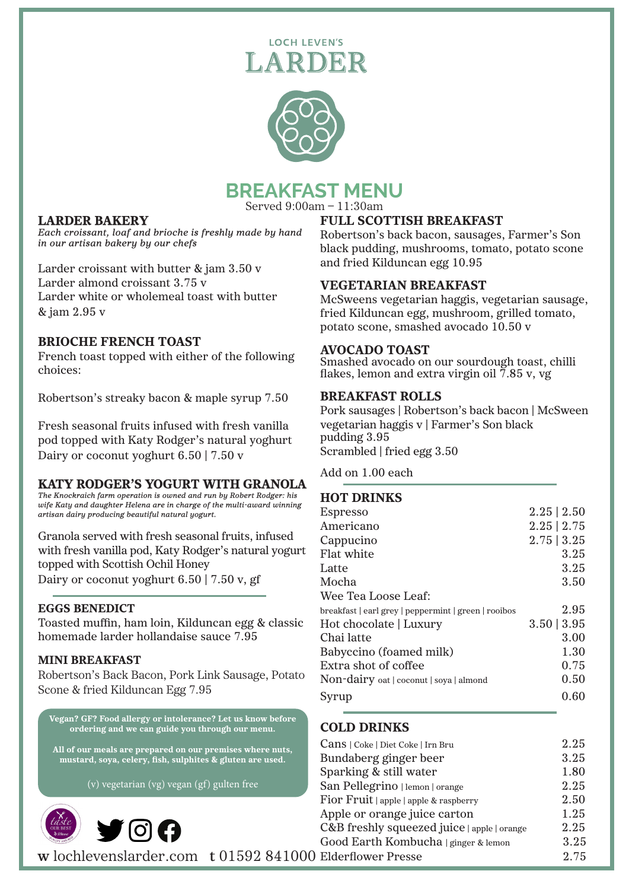LOCH LEVEN'S

# LARDER

## BREAKFAST MENU

Served 9:00am – 11:30am

### LARDER BAKERY

*Each croissant, loaf and brioche is freshly made by hand in our artisan bakery by our chefs*

Larder croissant with butter & jam 3.50 v
Larder almond croissant 3.75 v
Larder white or wholemeal toast with butter & jam 2.95 v

### BRIOCHE FRENCH TOAST

French toast topped with either of the following choices:

Robertson's streaky bacon & maple syrup 7.50

Fresh seasonal fruits infused with fresh vanilla pod topped with Katy Rodger's natural yoghurt
Dairy or coconut yoghurt 6.50 | 7.50 v

### KATY RODGER'S YOGURT WITH GRANOLA

*The Knockraich farm operation is owned and run by Robert Rodger: his wife Katy and daughter Helena are in charge of the multi-award winning artisan dairy producing beautiful natural yogurt.*

Granola served with fresh seasonal fruits, infused with fresh vanilla pod, Katy Rodger's natural yogurt topped with Scottish Ochil Honey
Dairy or coconut yoghurt 6.50 | 7.50 v, gf

### EGGS BENEDICT

Toasted muffin, ham loin, Kilduncan egg & classic homemade larder hollandaise sauce 7.95

### MINI BREAKFAST

Robertson's Back Bacon, Pork Link Sausage, Potato Scone & fried Kilduncan Egg 7.95

**Vegan? GF? Food allergy or intolerance? Let us know before ordering and we can guide you through our menu.**

**All of our meals are prepared on our premises where nuts, mustard, soya, celery, fish, sulphites & gluten are used.**

(v) vegetarian (vg) vegan (gf) gulten free

### FULL SCOTTISH BREAKFAST

Robertson's back bacon, sausages, Farmer's Son black pudding, mushrooms, tomato, potato scone and fried Kilduncan egg 10.95

### VEGETARIAN BREAKFAST

McSweens vegetarian haggis, vegetarian sausage, fried Kilduncan egg, mushroom, grilled tomato, potato scone, smashed avocado 10.50 v

### AVOCADO TOAST

Smashed avocado on our sourdough toast, chilli flakes, lemon and extra virgin oil 7.85 v, vg

### BREAKFAST ROLLS

Pork sausages | Robertson's back bacon | McSween vegetarian haggis v | Farmer's Son black pudding 3.95
Scrambled | fried egg 3.50

Add on 1.00 each

### HOT DRINKS

| | |
|---|---|
| Espresso | 2.25 \| 2.50 |
| Americano | 2.25 \| 2.75 |
| Cappucino | 2.75 \| 3.25 |
| Flat white | 3.25 |
| Latte | 3.25 |
| Mocha | 3.50 |
| Wee Tea Loose Leaf: breakfast \| earl grey \| peppermint \| green \| rooibos | 2.95 |
| Hot chocolate \| Luxury | 3.50 \| 3.95 |
| Chai latte | 3.00 |
| Babyccino (foamed milk) | 1.30 |
| Extra shot of coffee | 0.75 |
| Non-dairy oat \| coconut \| soya \| almond | 0.50 |
| Syrup | 0.60 |

### COLD DRINKS

| | |
|---|---|
| Cans \| Coke \| Diet Coke \| Irn Bru | 2.25 |
| Bundaberg ginger beer | 3.25 |
| Sparking & still water | 1.80 |
| San Pellegrino \| lemon \| orange | 2.25 |
| Fior Fruit \| apple \| apple & raspberry | 2.50 |
| Apple or orange juice carton | 1.25 |
| C&B freshly squeezed juice \| apple \| orange | 2.25 |
| Good Earth Kombucha \| ginger & lemon | 3.25 |
| Elderflower Presse | 2.75 |

**w** lochlevenslarder.com **t** 01592 841000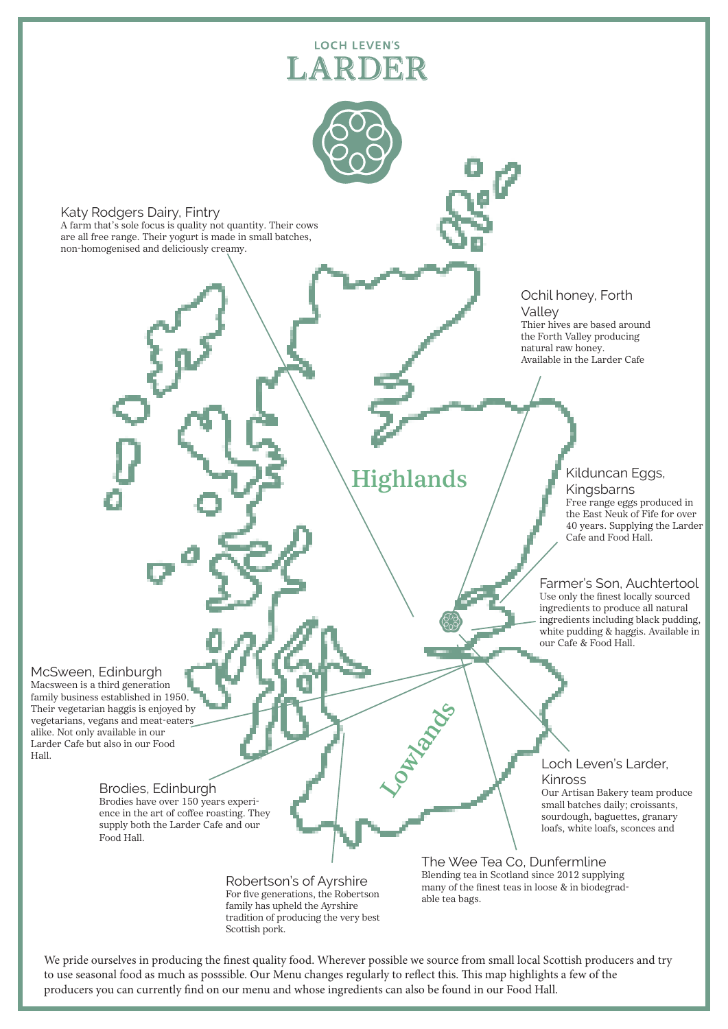LOCH LEVEN'S

# LARDER

Katy Rodgers Dairy, Fintry

A farm that's sole focus is quality not quantity. Their cows are all free range. Their yogurt is made in small batches, non-homogenised and deliciously creamy.

Ochil honey, Forth Valley

Thier hives are based around the Forth Valley producing natural raw honey. Available in the Larder Cafe

Highlands

Kilduncan Eggs, Kingsbarns

Free range eggs produced in the East Neuk of Fife for over 40 years. Supplying the Larder Cafe and Food Hall.

Farmer's Son, Auchtertool

Use only the finest locally sourced ingredients to produce all natural ingredients including black pudding, white pudding & haggis. Available in our Cafe & Food Hall.

McSween, Edinburgh

Macsween is a third generation family business established in 1950. Their vegetarian haggis is enjoyed by vegetarians, vegans and meat-eaters alike. Not only available in our Larder Cafe but also in our Food Hall.

Lowlands

Loch Leven's Larder, Kinross

Our Artisan Bakery team produce small batches daily; croissants, sourdough, baguettes, granary loafs, white loafs, sconces and

Brodies, Edinburgh

Brodies have over 150 years experience in the art of coffee roasting. They supply both the Larder Cafe and our Food Hall.

The Wee Tea Co, Dunfermline

Blending tea in Scotland since 2012 supplying many of the finest teas in loose & in biodegradable tea bags.

Robertson's of Ayrshire

For five generations, the Robertson family has upheld the Ayrshire tradition of producing the very best Scottish pork.

We pride ourselves in producing the finest quality food. Wherever possible we source from small local Scottish producers and try to use seasonal food as much as posssible. Our Menu changes regularly to reflect this. This map highlights a few of the producers you can currently find on our menu and whose ingredients can also be found in our Food Hall.